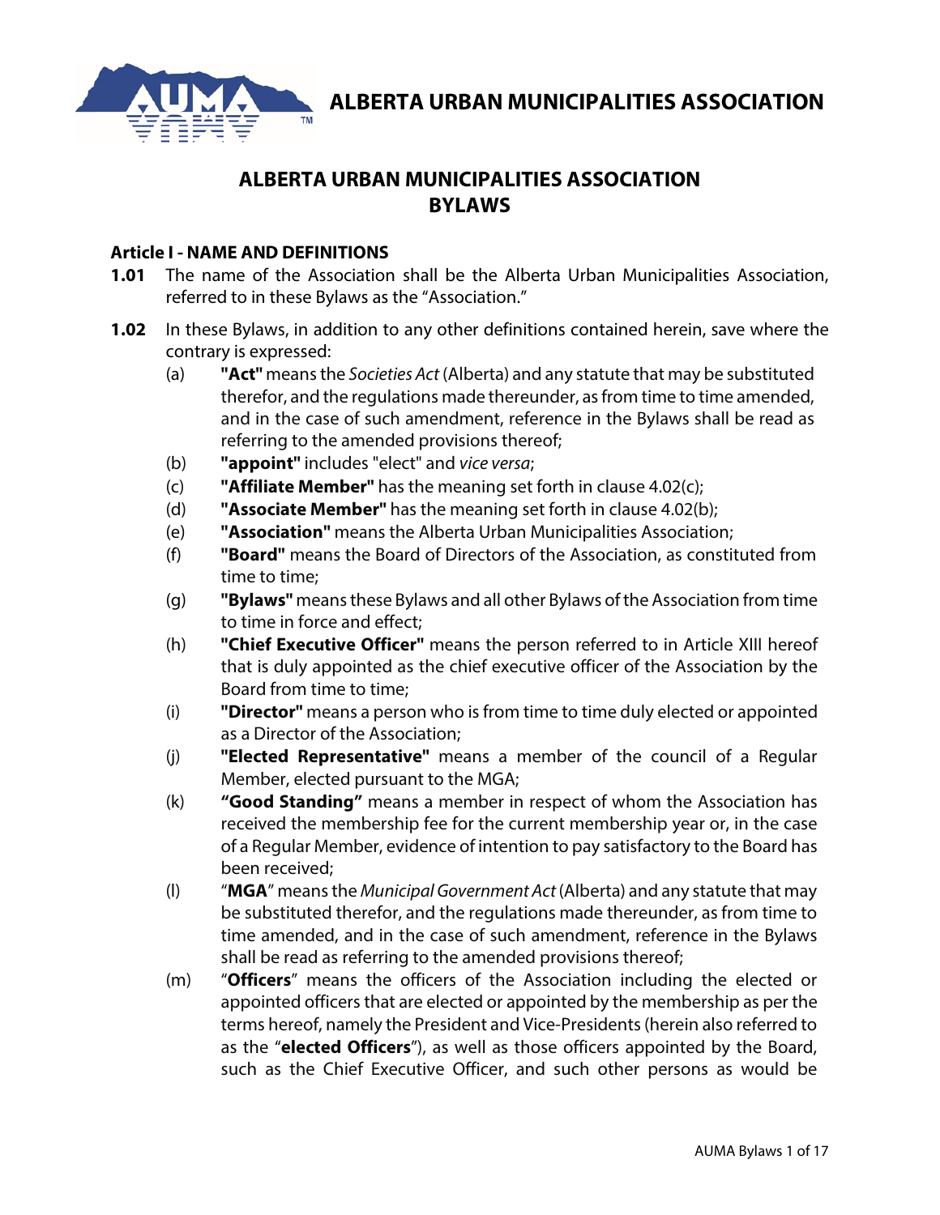**ALBERTA URBAN MUNICIPALITIES ASSOCIATION**

# ALBERTA URBAN MUNICIPALITIES ASSOCIATION BYLAWS

## Article I - NAME AND DEFINITIONS

**1.01** The name of the Association shall be the Alberta Urban Municipalities Association, referred to in these Bylaws as the "Association."

**1.02** In these Bylaws, in addition to any other definitions contained herein, save where the contrary is expressed:

(a) **"Act"** means the *Societies Act* (Alberta) and any statute that may be substituted therefor, and the regulations made thereunder, as from time to time amended, and in the case of such amendment, reference in the Bylaws shall be read as referring to the amended provisions thereof;

(b) **"appoint"** includes "elect" and *vice versa*;

(c) **"Affiliate Member"** has the meaning set forth in clause 4.02(c);

(d) **"Associate Member"** has the meaning set forth in clause 4.02(b);

(e) **"Association"** means the Alberta Urban Municipalities Association;

(f) **"Board"** means the Board of Directors of the Association, as constituted from time to time;

(g) **"Bylaws"** means these Bylaws and all other Bylaws of the Association from time to time in force and effect;

(h) **"Chief Executive Officer"** means the person referred to in Article XIII hereof that is duly appointed as the chief executive officer of the Association by the Board from time to time;

(i) **"Director"** means a person who is from time to time duly elected or appointed as a Director of the Association;

(j) **"Elected Representative"** means a member of the council of a Regular Member, elected pursuant to the MGA;

(k) **"Good Standing"** means a member in respect of whom the Association has received the membership fee for the current membership year or, in the case of a Regular Member, evidence of intention to pay satisfactory to the Board has been received;

(l) "**MGA**" means the *Municipal Government Act* (Alberta) and any statute that may be substituted therefor, and the regulations made thereunder, as from time to time amended, and in the case of such amendment, reference in the Bylaws shall be read as referring to the amended provisions thereof;

(m) "**Officers**" means the officers of the Association including the elected or appointed officers that are elected or appointed by the membership as per the terms hereof, namely the President and Vice-Presidents (herein also referred to as the "**elected Officers**"), as well as those officers appointed by the Board, such as the Chief Executive Officer, and such other persons as would be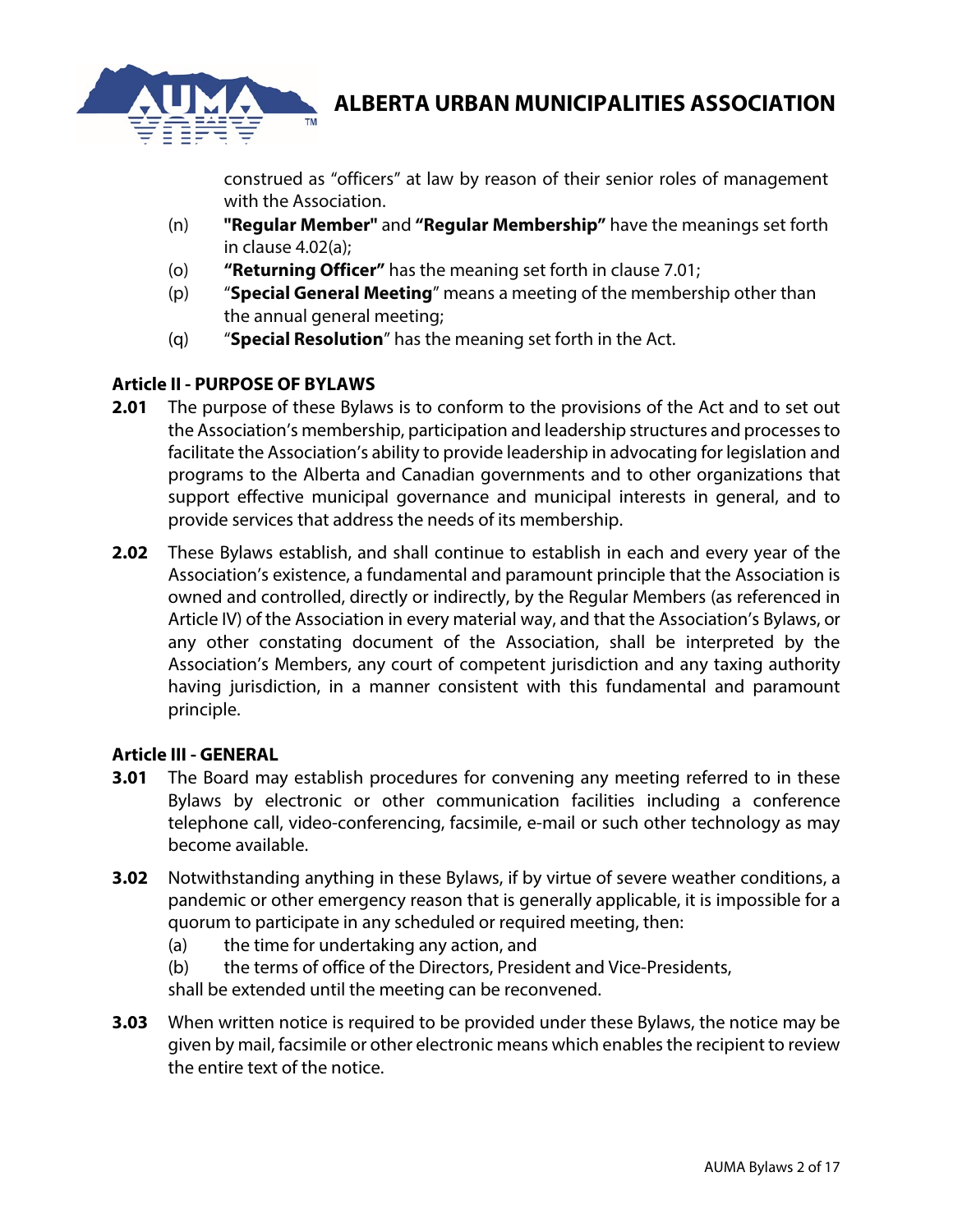construed as "officers" at law by reason of their senior roles of management with the Association.

(n) **"Regular Member"** and **"Regular Membership"** have the meanings set forth in clause 4.02(a);

(o) **"Returning Officer"** has the meaning set forth in clause 7.01;

(p) "**Special General Meeting**" means a meeting of the membership other than the annual general meeting;

(q) "**Special Resolution**" has the meaning set forth in the Act.

## Article II - PURPOSE OF BYLAWS

**2.01** The purpose of these Bylaws is to conform to the provisions of the Act and to set out the Association's membership, participation and leadership structures and processes to facilitate the Association's ability to provide leadership in advocating for legislation and programs to the Alberta and Canadian governments and to other organizations that support effective municipal governance and municipal interests in general, and to provide services that address the needs of its membership.

**2.02** These Bylaws establish, and shall continue to establish in each and every year of the Association's existence, a fundamental and paramount principle that the Association is owned and controlled, directly or indirectly, by the Regular Members (as referenced in Article IV) of the Association in every material way, and that the Association's Bylaws, or any other constating document of the Association, shall be interpreted by the Association's Members, any court of competent jurisdiction and any taxing authority having jurisdiction, in a manner consistent with this fundamental and paramount principle.

## Article III - GENERAL

**3.01** The Board may establish procedures for convening any meeting referred to in these Bylaws by electronic or other communication facilities including a conference telephone call, video-conferencing, facsimile, e-mail or such other technology as may become available.

**3.02** Notwithstanding anything in these Bylaws, if by virtue of severe weather conditions, a pandemic or other emergency reason that is generally applicable, it is impossible for a quorum to participate in any scheduled or required meeting, then:

(a) the time for undertaking any action, and

(b) the terms of office of the Directors, President and Vice-Presidents,

shall be extended until the meeting can be reconvened.

**3.03** When written notice is required to be provided under these Bylaws, the notice may be given by mail, facsimile or other electronic means which enables the recipient to review the entire text of the notice.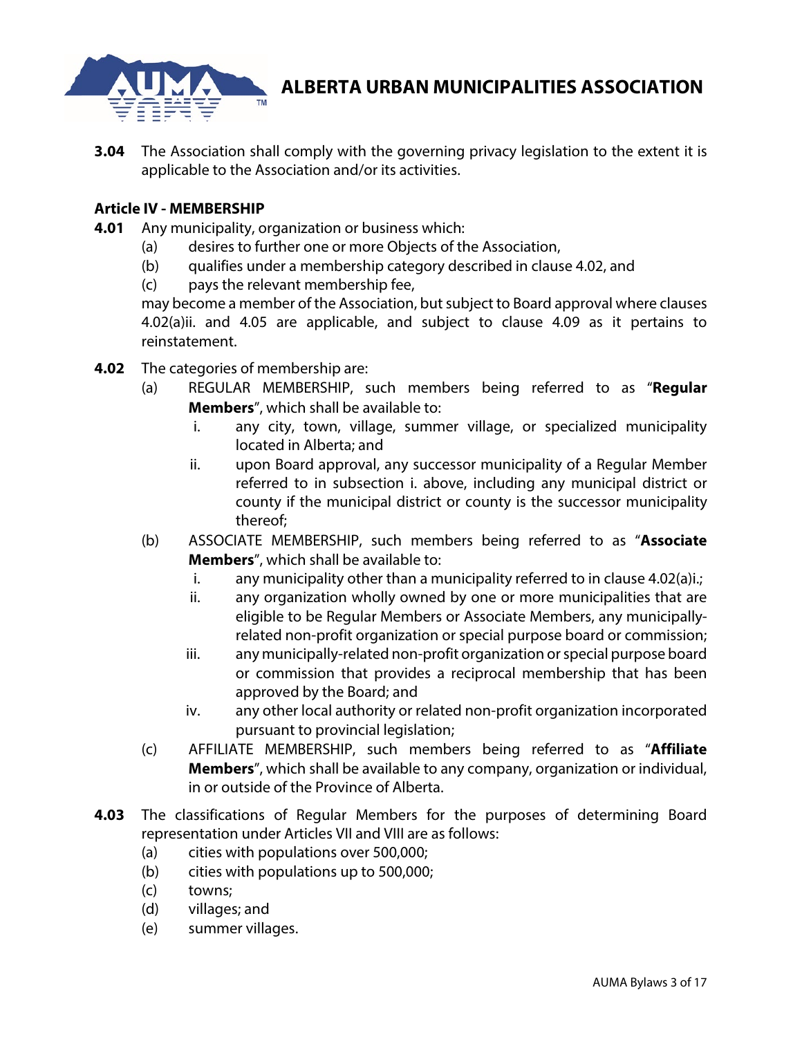**3.04** The Association shall comply with the governing privacy legislation to the extent it is applicable to the Association and/or its activities.

**Article IV - MEMBERSHIP**

**4.01** Any municipality, organization or business which:

- (a) desires to further one or more Objects of the Association,
- (b) qualifies under a membership category described in clause 4.02, and
- (c) pays the relevant membership fee,

may become a member of the Association, but subject to Board approval where clauses 4.02(a)ii. and 4.05 are applicable, and subject to clause 4.09 as it pertains to reinstatement.

**4.02** The categories of membership are:

- (a) REGULAR MEMBERSHIP, such members being referred to as "**Regular Members**", which shall be available to:
  - i. any city, town, village, summer village, or specialized municipality located in Alberta; and
  - ii. upon Board approval, any successor municipality of a Regular Member referred to in subsection i. above, including any municipal district or county if the municipal district or county is the successor municipality thereof;
- (b) ASSOCIATE MEMBERSHIP, such members being referred to as "**Associate Members**", which shall be available to:
  - i. any municipality other than a municipality referred to in clause 4.02(a)i.;
  - ii. any organization wholly owned by one or more municipalities that are eligible to be Regular Members or Associate Members, any municipally-related non-profit organization or special purpose board or commission;
  - iii. any municipally-related non-profit organization or special purpose board or commission that provides a reciprocal membership that has been approved by the Board; and
  - iv. any other local authority or related non-profit organization incorporated pursuant to provincial legislation;
- (c) AFFILIATE MEMBERSHIP, such members being referred to as "**Affiliate Members**", which shall be available to any company, organization or individual, in or outside of the Province of Alberta.

**4.03** The classifications of Regular Members for the purposes of determining Board representation under Articles VII and VIII are as follows:

- (a) cities with populations over 500,000;
- (b) cities with populations up to 500,000;
- (c) towns;
- (d) villages; and
- (e) summer villages.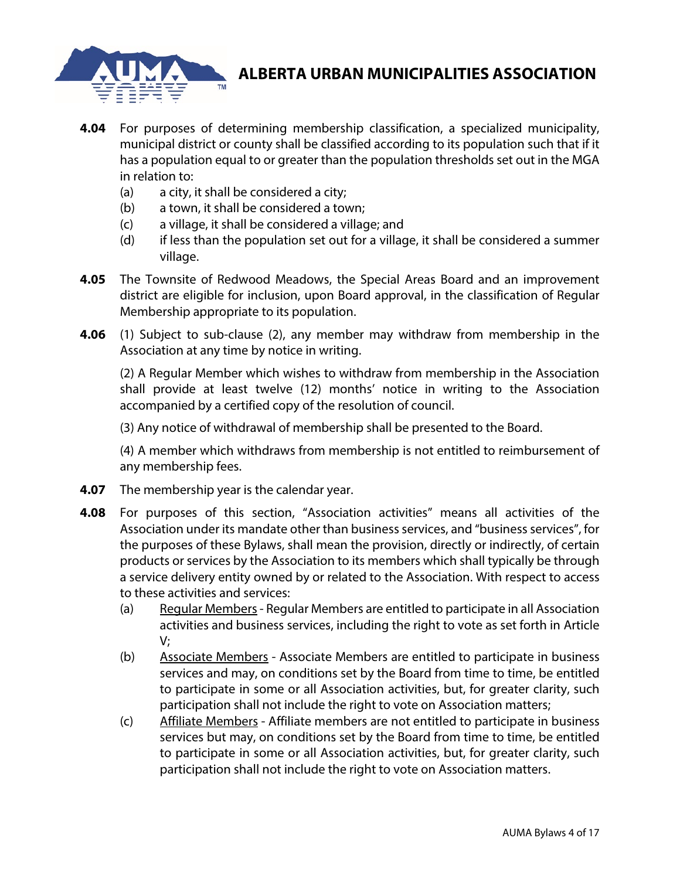**4.04** For purposes of determining membership classification, a specialized municipality, municipal district or county shall be classified according to its population such that if it has a population equal to or greater than the population thresholds set out in the MGA in relation to:

(a) a city, it shall be considered a city;

(b) a town, it shall be considered a town;

(c) a village, it shall be considered a village; and

(d) if less than the population set out for a village, it shall be considered a summer village.

**4.05** The Townsite of Redwood Meadows, the Special Areas Board and an improvement district are eligible for inclusion, upon Board approval, in the classification of Regular Membership appropriate to its population.

**4.06** (1) Subject to sub-clause (2), any member may withdraw from membership in the Association at any time by notice in writing.

(2) A Regular Member which wishes to withdraw from membership in the Association shall provide at least twelve (12) months' notice in writing to the Association accompanied by a certified copy of the resolution of council.

(3) Any notice of withdrawal of membership shall be presented to the Board.

(4) A member which withdraws from membership is not entitled to reimbursement of any membership fees.

**4.07** The membership year is the calendar year.

**4.08** For purposes of this section, "Association activities" means all activities of the Association under its mandate other than business services, and "business services", for the purposes of these Bylaws, shall mean the provision, directly or indirectly, of certain products or services by the Association to its members which shall typically be through a service delivery entity owned by or related to the Association. With respect to access to these activities and services:

(a) Regular Members - Regular Members are entitled to participate in all Association activities and business services, including the right to vote as set forth in Article V;

(b) Associate Members - Associate Members are entitled to participate in business services and may, on conditions set by the Board from time to time, be entitled to participate in some or all Association activities, but, for greater clarity, such participation shall not include the right to vote on Association matters;

(c) Affiliate Members - Affiliate members are not entitled to participate in business services but may, on conditions set by the Board from time to time, be entitled to participate in some or all Association activities, but, for greater clarity, such participation shall not include the right to vote on Association matters.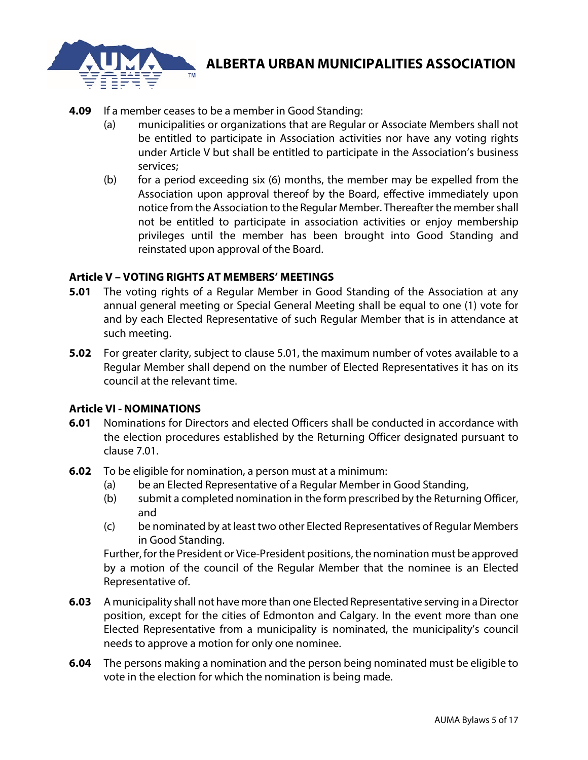**4.09** If a member ceases to be a member in Good Standing:

(a) municipalities or organizations that are Regular or Associate Members shall not be entitled to participate in Association activities nor have any voting rights under Article V but shall be entitled to participate in the Association's business services;

(b) for a period exceeding six (6) months, the member may be expelled from the Association upon approval thereof by the Board, effective immediately upon notice from the Association to the Regular Member. Thereafter the member shall not be entitled to participate in association activities or enjoy membership privileges until the member has been brought into Good Standing and reinstated upon approval of the Board.

### Article V – VOTING RIGHTS AT MEMBERS' MEETINGS

**5.01** The voting rights of a Regular Member in Good Standing of the Association at any annual general meeting or Special General Meeting shall be equal to one (1) vote for and by each Elected Representative of such Regular Member that is in attendance at such meeting.

**5.02** For greater clarity, subject to clause 5.01, the maximum number of votes available to a Regular Member shall depend on the number of Elected Representatives it has on its council at the relevant time.

### Article VI - NOMINATIONS

**6.01** Nominations for Directors and elected Officers shall be conducted in accordance with the election procedures established by the Returning Officer designated pursuant to clause 7.01.

**6.02** To be eligible for nomination, a person must at a minimum:

(a) be an Elected Representative of a Regular Member in Good Standing,

(b) submit a completed nomination in the form prescribed by the Returning Officer, and

(c) be nominated by at least two other Elected Representatives of Regular Members in Good Standing.

Further, for the President or Vice-President positions, the nomination must be approved by a motion of the council of the Regular Member that the nominee is an Elected Representative of.

**6.03** A municipality shall not have more than one Elected Representative serving in a Director position, except for the cities of Edmonton and Calgary. In the event more than one Elected Representative from a municipality is nominated, the municipality's council needs to approve a motion for only one nominee.

**6.04** The persons making a nomination and the person being nominated must be eligible to vote in the election for which the nomination is being made.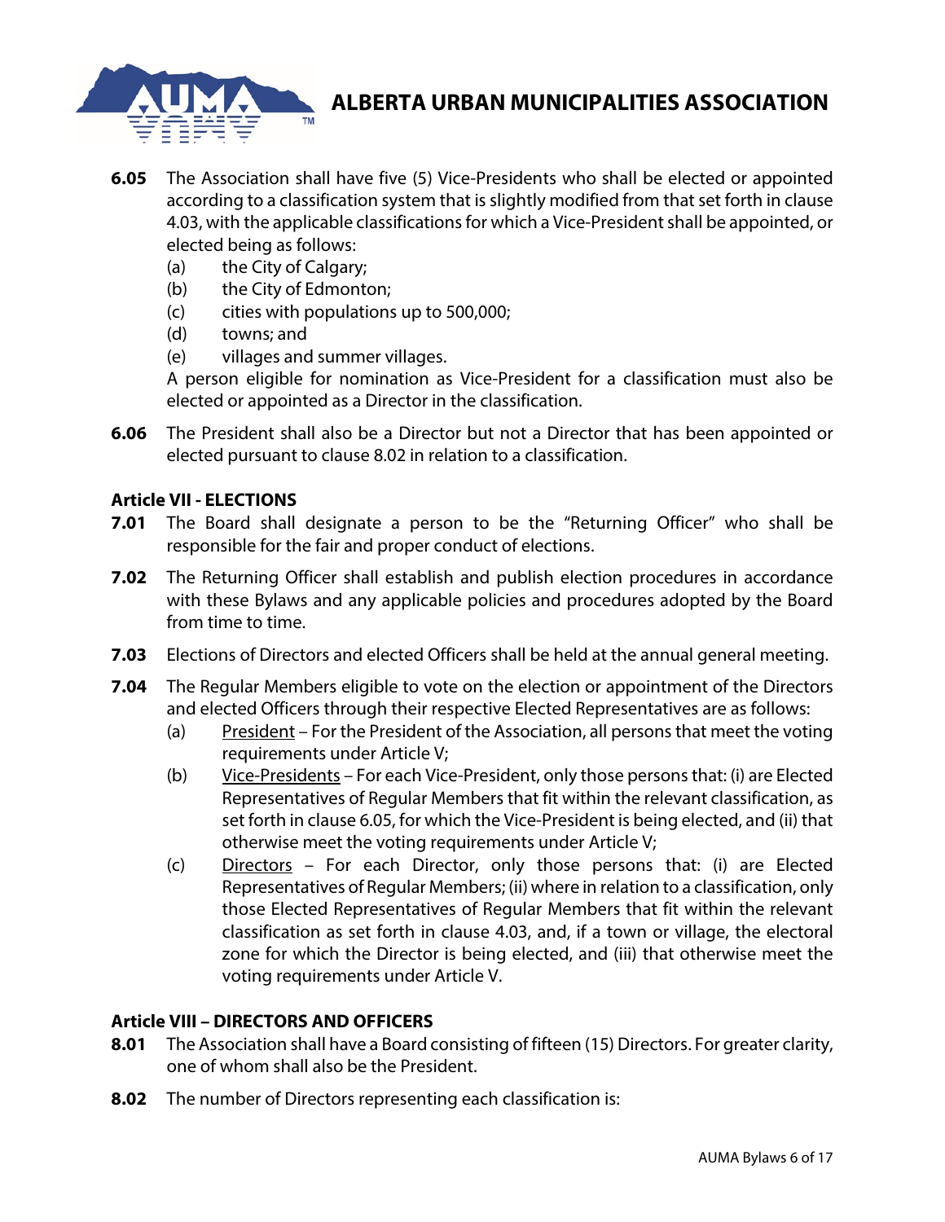**6.05** The Association shall have five (5) Vice-Presidents who shall be elected or appointed according to a classification system that is slightly modified from that set forth in clause 4.03, with the applicable classifications for which a Vice-President shall be appointed, or elected being as follows:

- (a) the City of Calgary;
- (b) the City of Edmonton;
- (c) cities with populations up to 500,000;
- (d) towns; and
- (e) villages and summer villages.

A person eligible for nomination as Vice-President for a classification must also be elected or appointed as a Director in the classification.

**6.06** The President shall also be a Director but not a Director that has been appointed or elected pursuant to clause 8.02 in relation to a classification.

### Article VII - ELECTIONS

**7.01** The Board shall designate a person to be the "Returning Officer" who shall be responsible for the fair and proper conduct of elections.

**7.02** The Returning Officer shall establish and publish election procedures in accordance with these Bylaws and any applicable policies and procedures adopted by the Board from time to time.

**7.03** Elections of Directors and elected Officers shall be held at the annual general meeting.

**7.04** The Regular Members eligible to vote on the election or appointment of the Directors and elected Officers through their respective Elected Representatives are as follows:

- (a) <u>President</u> – For the President of the Association, all persons that meet the voting requirements under Article V;
- (b) <u>Vice-Presidents</u> – For each Vice-President, only those persons that: (i) are Elected Representatives of Regular Members that fit within the relevant classification, as set forth in clause 6.05, for which the Vice-President is being elected, and (ii) that otherwise meet the voting requirements under Article V;
- (c) <u>Directors</u> – For each Director, only those persons that: (i) are Elected Representatives of Regular Members; (ii) where in relation to a classification, only those Elected Representatives of Regular Members that fit within the relevant classification as set forth in clause 4.03, and, if a town or village, the electoral zone for which the Director is being elected, and (iii) that otherwise meet the voting requirements under Article V.

### Article VIII – DIRECTORS AND OFFICERS

**8.01** The Association shall have a Board consisting of fifteen (15) Directors. For greater clarity, one of whom shall also be the President.

**8.02** The number of Directors representing each classification is: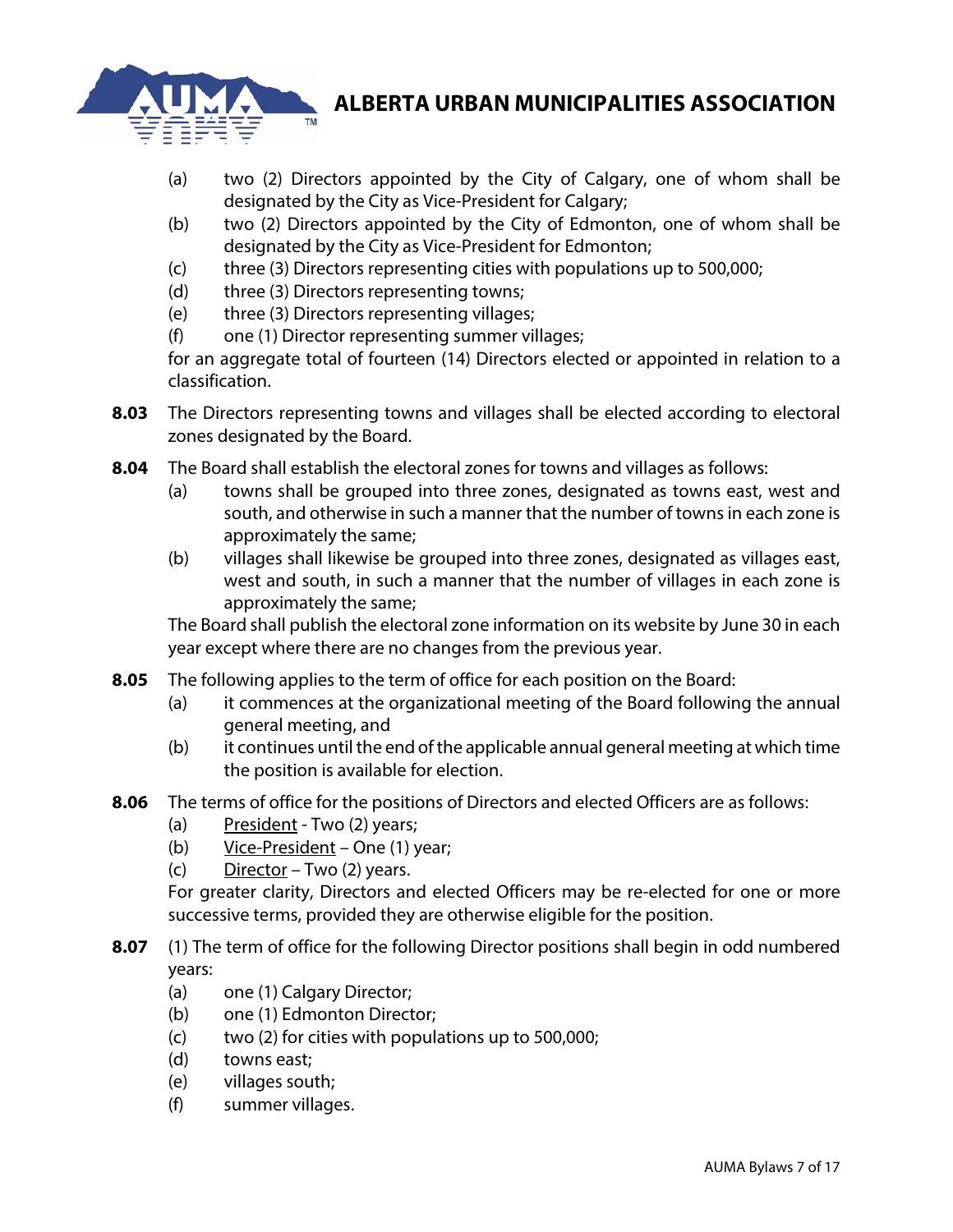(a) two (2) Directors appointed by the City of Calgary, one of whom shall be designated by the City as Vice-President for Calgary;

(b) two (2) Directors appointed by the City of Edmonton, one of whom shall be designated by the City as Vice-President for Edmonton;

(c) three (3) Directors representing cities with populations up to 500,000;

(d) three (3) Directors representing towns;

(e) three (3) Directors representing villages;

(f) one (1) Director representing summer villages;

for an aggregate total of fourteen (14) Directors elected or appointed in relation to a classification.

**8.03** The Directors representing towns and villages shall be elected according to electoral zones designated by the Board.

**8.04** The Board shall establish the electoral zones for towns and villages as follows:

(a) towns shall be grouped into three zones, designated as towns east, west and south, and otherwise in such a manner that the number of towns in each zone is approximately the same;

(b) villages shall likewise be grouped into three zones, designated as villages east, west and south, in such a manner that the number of villages in each zone is approximately the same;

The Board shall publish the electoral zone information on its website by June 30 in each year except where there are no changes from the previous year.

**8.05** The following applies to the term of office for each position on the Board:

(a) it commences at the organizational meeting of the Board following the annual general meeting, and

(b) it continues until the end of the applicable annual general meeting at which time the position is available for election.

**8.06** The terms of office for the positions of Directors and elected Officers are as follows:

(a) President - Two (2) years;

(b) Vice-President – One (1) year;

(c) Director – Two (2) years.

For greater clarity, Directors and elected Officers may be re-elected for one or more successive terms, provided they are otherwise eligible for the position.

**8.07** (1) The term of office for the following Director positions shall begin in odd numbered years:

(a) one (1) Calgary Director;

(b) one (1) Edmonton Director;

(c) two (2) for cities with populations up to 500,000;

(d) towns east;

(e) villages south;

(f) summer villages.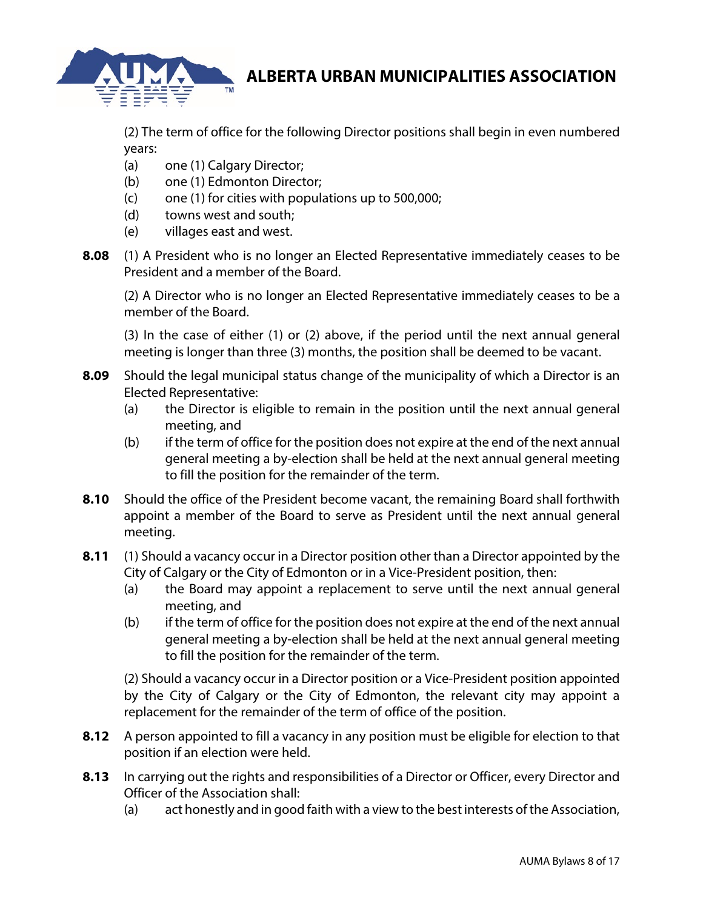(2) The term of office for the following Director positions shall begin in even numbered years:

(a) one (1) Calgary Director;

(b) one (1) Edmonton Director;

(c) one (1) for cities with populations up to 500,000;

(d) towns west and south;

(e) villages east and west.

**8.08** (1) A President who is no longer an Elected Representative immediately ceases to be President and a member of the Board.

(2) A Director who is no longer an Elected Representative immediately ceases to be a member of the Board.

(3) In the case of either (1) or (2) above, if the period until the next annual general meeting is longer than three (3) months, the position shall be deemed to be vacant.

**8.09** Should the legal municipal status change of the municipality of which a Director is an Elected Representative:

(a) the Director is eligible to remain in the position until the next annual general meeting, and

(b) if the term of office for the position does not expire at the end of the next annual general meeting a by-election shall be held at the next annual general meeting to fill the position for the remainder of the term.

**8.10** Should the office of the President become vacant, the remaining Board shall forthwith appoint a member of the Board to serve as President until the next annual general meeting.

**8.11** (1) Should a vacancy occur in a Director position other than a Director appointed by the City of Calgary or the City of Edmonton or in a Vice-President position, then:

(a) the Board may appoint a replacement to serve until the next annual general meeting, and

(b) if the term of office for the position does not expire at the end of the next annual general meeting a by-election shall be held at the next annual general meeting to fill the position for the remainder of the term.

(2) Should a vacancy occur in a Director position or a Vice-President position appointed by the City of Calgary or the City of Edmonton, the relevant city may appoint a replacement for the remainder of the term of office of the position.

**8.12** A person appointed to fill a vacancy in any position must be eligible for election to that position if an election were held.

**8.13** In carrying out the rights and responsibilities of a Director or Officer, every Director and Officer of the Association shall:

(a) act honestly and in good faith with a view to the best interests of the Association,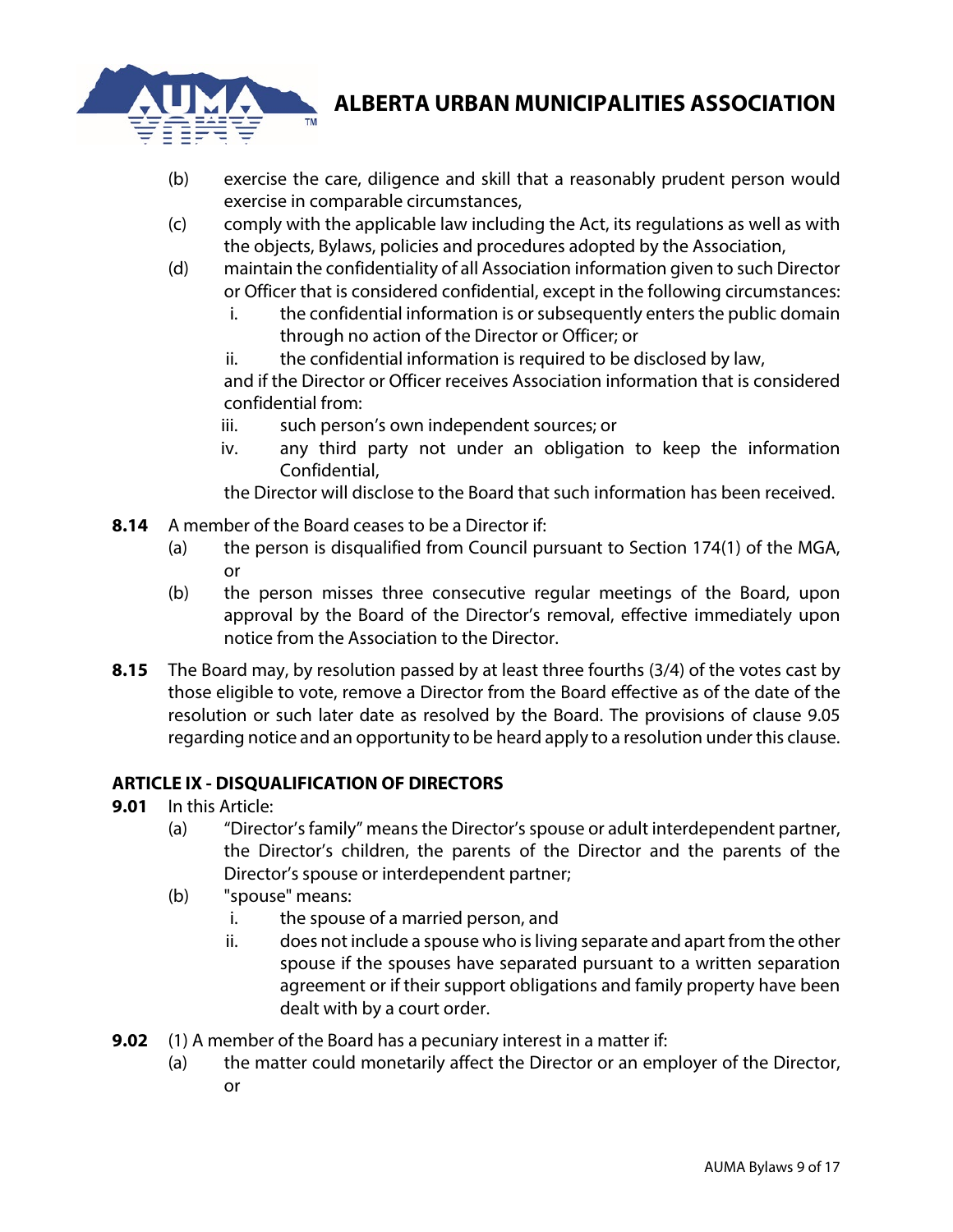(b) exercise the care, diligence and skill that a reasonably prudent person would exercise in comparable circumstances,

(c) comply with the applicable law including the Act, its regulations as well as with the objects, Bylaws, policies and procedures adopted by the Association,

(d) maintain the confidentiality of all Association information given to such Director or Officer that is considered confidential, except in the following circumstances:

  i. the confidential information is or subsequently enters the public domain through no action of the Director or Officer; or

  ii. the confidential information is required to be disclosed by law,

  and if the Director or Officer receives Association information that is considered confidential from:

  iii. such person's own independent sources; or

  iv. any third party not under an obligation to keep the information Confidential,

  the Director will disclose to the Board that such information has been received.

**8.14** A member of the Board ceases to be a Director if:

(a) the person is disqualified from Council pursuant to Section 174(1) of the MGA, or

(b) the person misses three consecutive regular meetings of the Board, upon approval by the Board of the Director's removal, effective immediately upon notice from the Association to the Director.

**8.15** The Board may, by resolution passed by at least three fourths (3/4) of the votes cast by those eligible to vote, remove a Director from the Board effective as of the date of the resolution or such later date as resolved by the Board. The provisions of clause 9.05 regarding notice and an opportunity to be heard apply to a resolution under this clause.

## ARTICLE IX - DISQUALIFICATION OF DIRECTORS

**9.01** In this Article:

(a) "Director's family" means the Director's spouse or adult interdependent partner, the Director's children, the parents of the Director and the parents of the Director's spouse or interdependent partner;

(b) "spouse" means:

  i. the spouse of a married person, and

  ii. does not include a spouse who is living separate and apart from the other spouse if the spouses have separated pursuant to a written separation agreement or if their support obligations and family property have been dealt with by a court order.

**9.02** (1) A member of the Board has a pecuniary interest in a matter if:

(a) the matter could monetarily affect the Director or an employer of the Director, or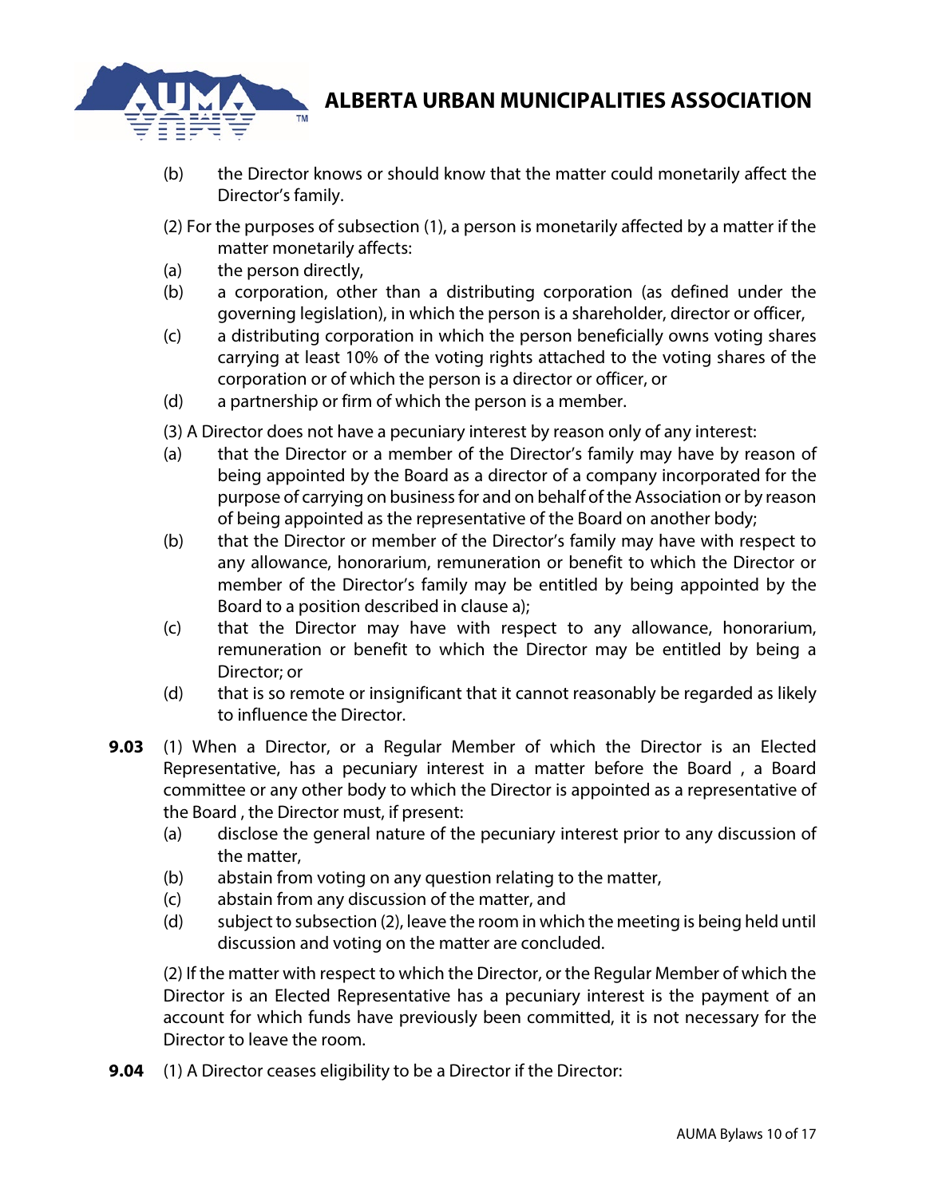(b) the Director knows or should know that the matter could monetarily affect the Director's family.

(2) For the purposes of subsection (1), a person is monetarily affected by a matter if the matter monetarily affects:

(a) the person directly,

(b) a corporation, other than a distributing corporation (as defined under the governing legislation), in which the person is a shareholder, director or officer,

(c) a distributing corporation in which the person beneficially owns voting shares carrying at least 10% of the voting rights attached to the voting shares of the corporation or of which the person is a director or officer, or

(d) a partnership or firm of which the person is a member.

(3) A Director does not have a pecuniary interest by reason only of any interest:

(a) that the Director or a member of the Director's family may have by reason of being appointed by the Board as a director of a company incorporated for the purpose of carrying on business for and on behalf of the Association or by reason of being appointed as the representative of the Board on another body;

(b) that the Director or member of the Director's family may have with respect to any allowance, honorarium, remuneration or benefit to which the Director or member of the Director's family may be entitled by being appointed by the Board to a position described in clause a);

(c) that the Director may have with respect to any allowance, honorarium, remuneration or benefit to which the Director may be entitled by being a Director; or

(d) that is so remote or insignificant that it cannot reasonably be regarded as likely to influence the Director.

**9.03** (1) When a Director, or a Regular Member of which the Director is an Elected Representative, has a pecuniary interest in a matter before the Board , a Board committee or any other body to which the Director is appointed as a representative of the Board , the Director must, if present:

(a) disclose the general nature of the pecuniary interest prior to any discussion of the matter,

(b) abstain from voting on any question relating to the matter,

(c) abstain from any discussion of the matter, and

(d) subject to subsection (2), leave the room in which the meeting is being held until discussion and voting on the matter are concluded.

(2) If the matter with respect to which the Director, or the Regular Member of which the Director is an Elected Representative has a pecuniary interest is the payment of an account for which funds have previously been committed, it is not necessary for the Director to leave the room.

**9.04** (1) A Director ceases eligibility to be a Director if the Director: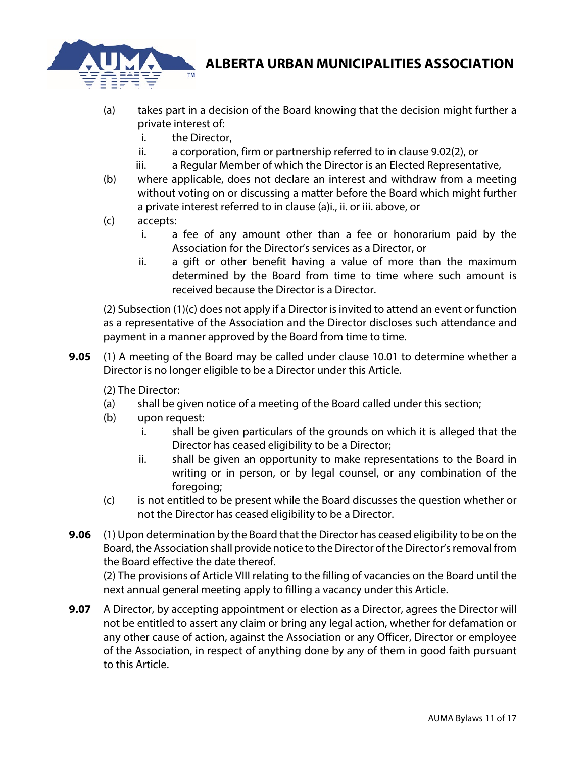(a) takes part in a decision of the Board knowing that the decision might further a private interest of:
   i. the Director,
   ii. a corporation, firm or partnership referred to in clause 9.02(2), or
   iii. a Regular Member of which the Director is an Elected Representative,

(b) where applicable, does not declare an interest and withdraw from a meeting without voting on or discussing a matter before the Board which might further a private interest referred to in clause (a)i., ii. or iii. above, or

(c) accepts:
   i. a fee of any amount other than a fee or honorarium paid by the Association for the Director's services as a Director, or
   ii. a gift or other benefit having a value of more than the maximum determined by the Board from time to time where such amount is received because the Director is a Director.

(2) Subsection (1)(c) does not apply if a Director is invited to attend an event or function as a representative of the Association and the Director discloses such attendance and payment in a manner approved by the Board from time to time.

**9.05** (1) A meeting of the Board may be called under clause 10.01 to determine whether a Director is no longer eligible to be a Director under this Article.

(2) The Director:

(a) shall be given notice of a meeting of the Board called under this section;

(b) upon request:
   i. shall be given particulars of the grounds on which it is alleged that the Director has ceased eligibility to be a Director;
   ii. shall be given an opportunity to make representations to the Board in writing or in person, or by legal counsel, or any combination of the foregoing;

(c) is not entitled to be present while the Board discusses the question whether or not the Director has ceased eligibility to be a Director.

**9.06** (1) Upon determination by the Board that the Director has ceased eligibility to be on the Board, the Association shall provide notice to the Director of the Director's removal from the Board effective the date thereof.
(2) The provisions of Article VIII relating to the filling of vacancies on the Board until the next annual general meeting apply to filling a vacancy under this Article.

**9.07** A Director, by accepting appointment or election as a Director, agrees the Director will not be entitled to assert any claim or bring any legal action, whether for defamation or any other cause of action, against the Association or any Officer, Director or employee of the Association, in respect of anything done by any of them in good faith pursuant to this Article.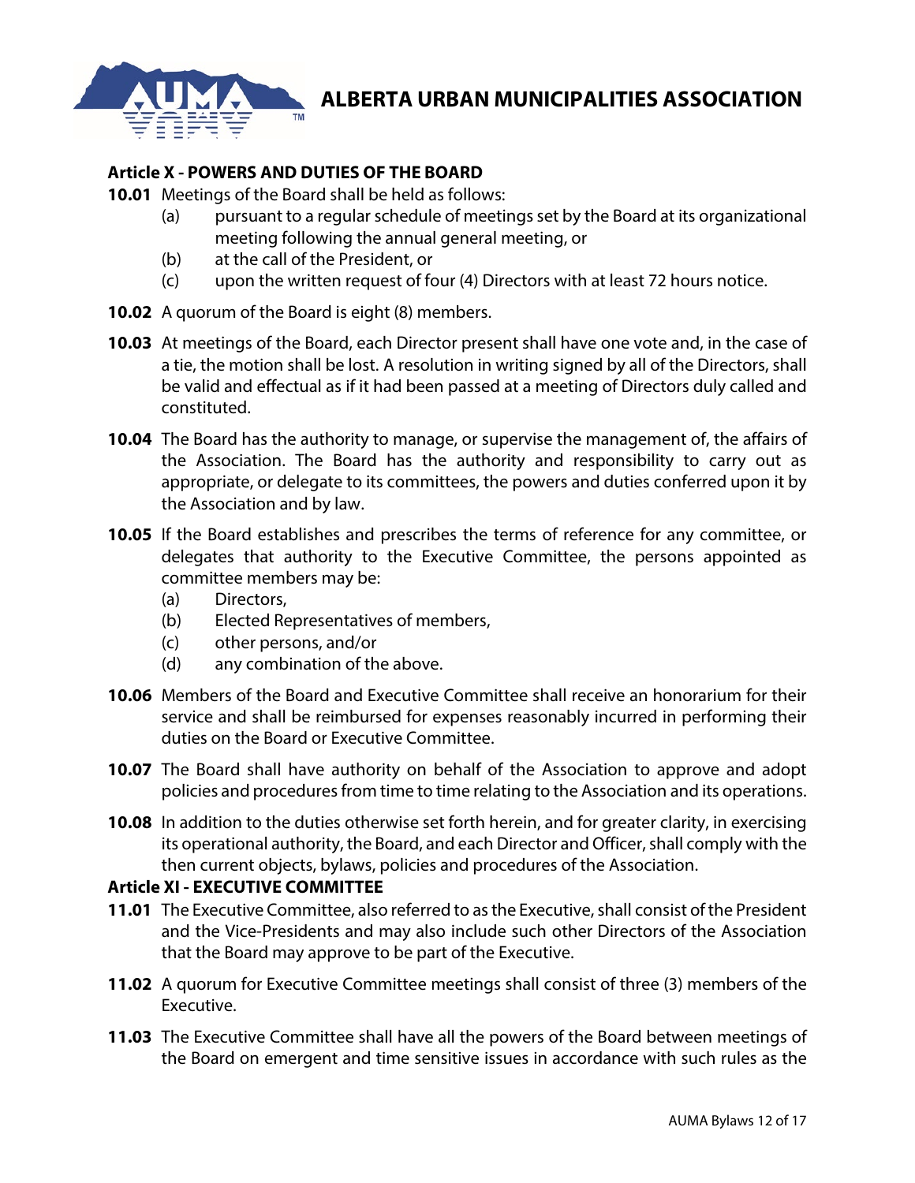## Article X - POWERS AND DUTIES OF THE BOARD

**10.01** Meetings of the Board shall be held as follows:

- (a) pursuant to a regular schedule of meetings set by the Board at its organizational meeting following the annual general meeting, or
- (b) at the call of the President, or
- (c) upon the written request of four (4) Directors with at least 72 hours notice.

**10.02** A quorum of the Board is eight (8) members.

**10.03** At meetings of the Board, each Director present shall have one vote and, in the case of a tie, the motion shall be lost. A resolution in writing signed by all of the Directors, shall be valid and effectual as if it had been passed at a meeting of Directors duly called and constituted.

**10.04** The Board has the authority to manage, or supervise the management of, the affairs of the Association. The Board has the authority and responsibility to carry out as appropriate, or delegate to its committees, the powers and duties conferred upon it by the Association and by law.

**10.05** If the Board establishes and prescribes the terms of reference for any committee, or delegates that authority to the Executive Committee, the persons appointed as committee members may be:

- (a) Directors,
- (b) Elected Representatives of members,
- (c) other persons, and/or
- (d) any combination of the above.

**10.06** Members of the Board and Executive Committee shall receive an honorarium for their service and shall be reimbursed for expenses reasonably incurred in performing their duties on the Board or Executive Committee.

**10.07** The Board shall have authority on behalf of the Association to approve and adopt policies and procedures from time to time relating to the Association and its operations.

**10.08** In addition to the duties otherwise set forth herein, and for greater clarity, in exercising its operational authority, the Board, and each Director and Officer, shall comply with the then current objects, bylaws, policies and procedures of the Association.

## Article XI - EXECUTIVE COMMITTEE

**11.01** The Executive Committee, also referred to as the Executive, shall consist of the President and the Vice-Presidents and may also include such other Directors of the Association that the Board may approve to be part of the Executive.

**11.02** A quorum for Executive Committee meetings shall consist of three (3) members of the Executive.

**11.03** The Executive Committee shall have all the powers of the Board between meetings of the Board on emergent and time sensitive issues in accordance with such rules as the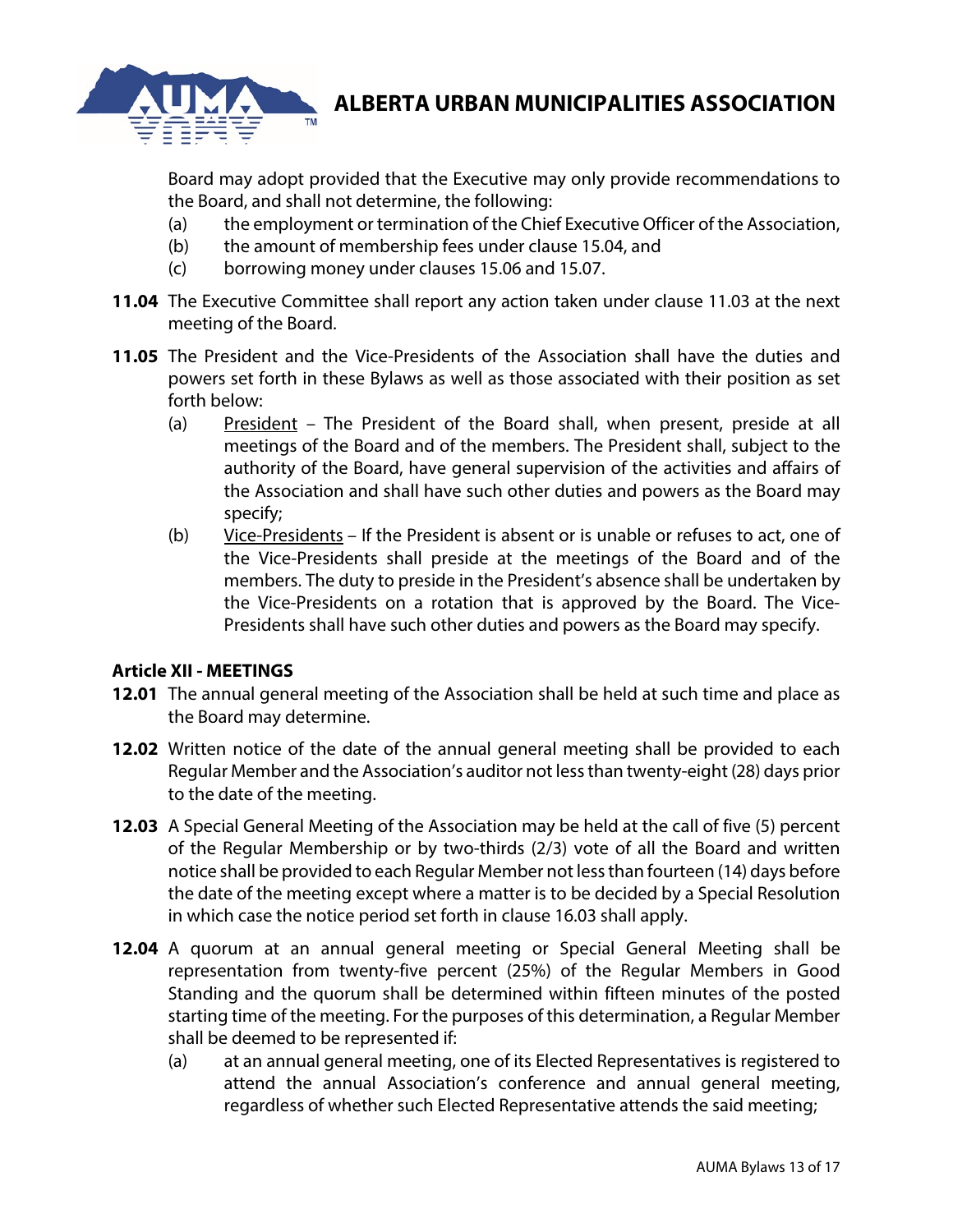Board may adopt provided that the Executive may only provide recommendations to the Board, and shall not determine, the following:

- (a) the employment or termination of the Chief Executive Officer of the Association,
- (b) the amount of membership fees under clause 15.04, and
- (c) borrowing money under clauses 15.06 and 15.07.

**11.04** The Executive Committee shall report any action taken under clause 11.03 at the next meeting of the Board.

**11.05** The President and the Vice-Presidents of the Association shall have the duties and powers set forth in these Bylaws as well as those associated with their position as set forth below:

- (a) President – The President of the Board shall, when present, preside at all meetings of the Board and of the members. The President shall, subject to the authority of the Board, have general supervision of the activities and affairs of the Association and shall have such other duties and powers as the Board may specify;
- (b) Vice-Presidents – If the President is absent or is unable or refuses to act, one of the Vice-Presidents shall preside at the meetings of the Board and of the members. The duty to preside in the President's absence shall be undertaken by the Vice-Presidents on a rotation that is approved by the Board. The Vice-Presidents shall have such other duties and powers as the Board may specify.

### Article XII - MEETINGS

**12.01** The annual general meeting of the Association shall be held at such time and place as the Board may determine.

**12.02** Written notice of the date of the annual general meeting shall be provided to each Regular Member and the Association's auditor not less than twenty-eight (28) days prior to the date of the meeting.

**12.03** A Special General Meeting of the Association may be held at the call of five (5) percent of the Regular Membership or by two-thirds (2/3) vote of all the Board and written notice shall be provided to each Regular Member not less than fourteen (14) days before the date of the meeting except where a matter is to be decided by a Special Resolution in which case the notice period set forth in clause 16.03 shall apply.

**12.04** A quorum at an annual general meeting or Special General Meeting shall be representation from twenty-five percent (25%) of the Regular Members in Good Standing and the quorum shall be determined within fifteen minutes of the posted starting time of the meeting. For the purposes of this determination, a Regular Member shall be deemed to be represented if:

- (a) at an annual general meeting, one of its Elected Representatives is registered to attend the annual Association's conference and annual general meeting, regardless of whether such Elected Representative attends the said meeting;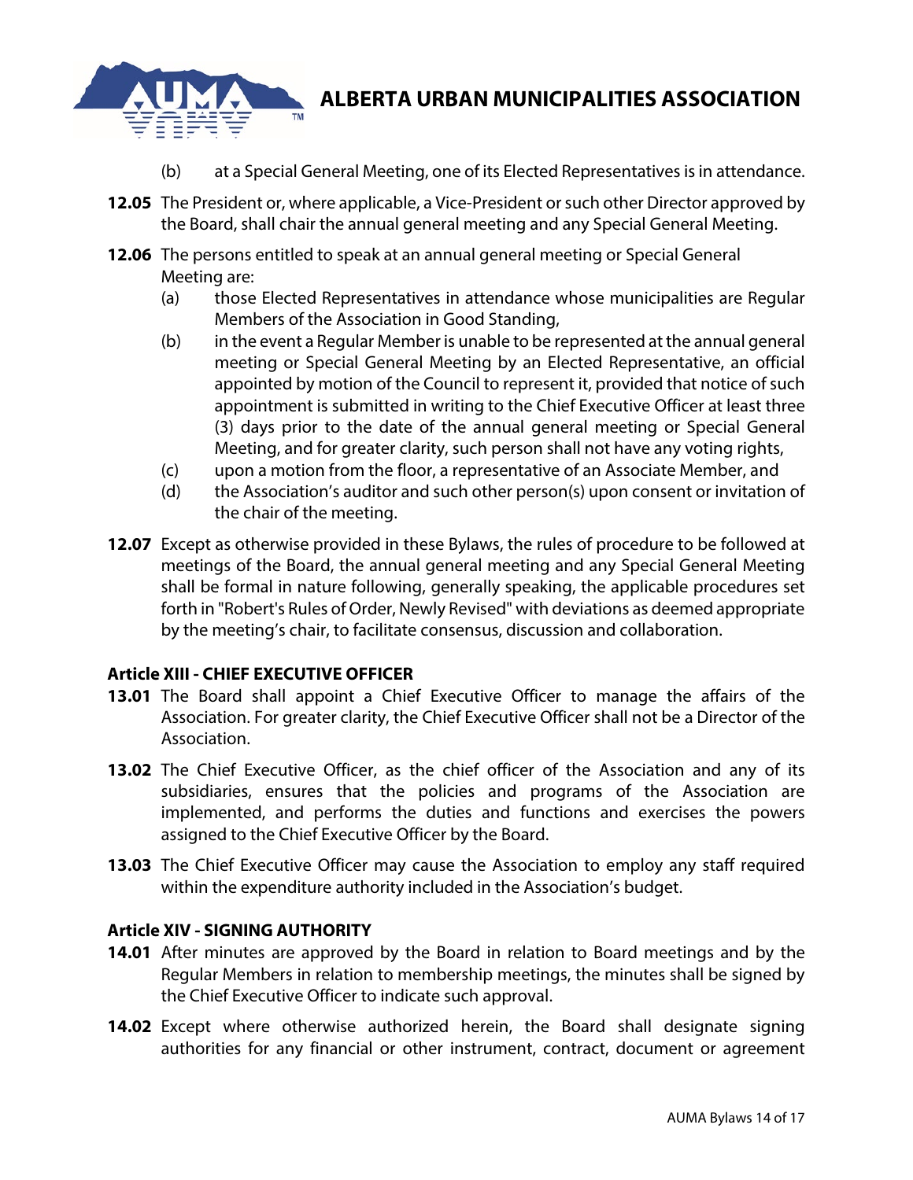(b) at a Special General Meeting, one of its Elected Representatives is in attendance.

**12.05** The President or, where applicable, a Vice-President or such other Director approved by the Board, shall chair the annual general meeting and any Special General Meeting.

**12.06** The persons entitled to speak at an annual general meeting or Special General Meeting are:

(a) those Elected Representatives in attendance whose municipalities are Regular Members of the Association in Good Standing,

(b) in the event a Regular Member is unable to be represented at the annual general meeting or Special General Meeting by an Elected Representative, an official appointed by motion of the Council to represent it, provided that notice of such appointment is submitted in writing to the Chief Executive Officer at least three (3) days prior to the date of the annual general meeting or Special General Meeting, and for greater clarity, such person shall not have any voting rights,

(c) upon a motion from the floor, a representative of an Associate Member, and

(d) the Association's auditor and such other person(s) upon consent or invitation of the chair of the meeting.

**12.07** Except as otherwise provided in these Bylaws, the rules of procedure to be followed at meetings of the Board, the annual general meeting and any Special General Meeting shall be formal in nature following, generally speaking, the applicable procedures set forth in "Robert's Rules of Order, Newly Revised" with deviations as deemed appropriate by the meeting's chair, to facilitate consensus, discussion and collaboration.

### Article XIII - CHIEF EXECUTIVE OFFICER

**13.01** The Board shall appoint a Chief Executive Officer to manage the affairs of the Association. For greater clarity, the Chief Executive Officer shall not be a Director of the Association.

**13.02** The Chief Executive Officer, as the chief officer of the Association and any of its subsidiaries, ensures that the policies and programs of the Association are implemented, and performs the duties and functions and exercises the powers assigned to the Chief Executive Officer by the Board.

**13.03** The Chief Executive Officer may cause the Association to employ any staff required within the expenditure authority included in the Association's budget.

### Article XIV - SIGNING AUTHORITY

**14.01** After minutes are approved by the Board in relation to Board meetings and by the Regular Members in relation to membership meetings, the minutes shall be signed by the Chief Executive Officer to indicate such approval.

**14.02** Except where otherwise authorized herein, the Board shall designate signing authorities for any financial or other instrument, contract, document or agreement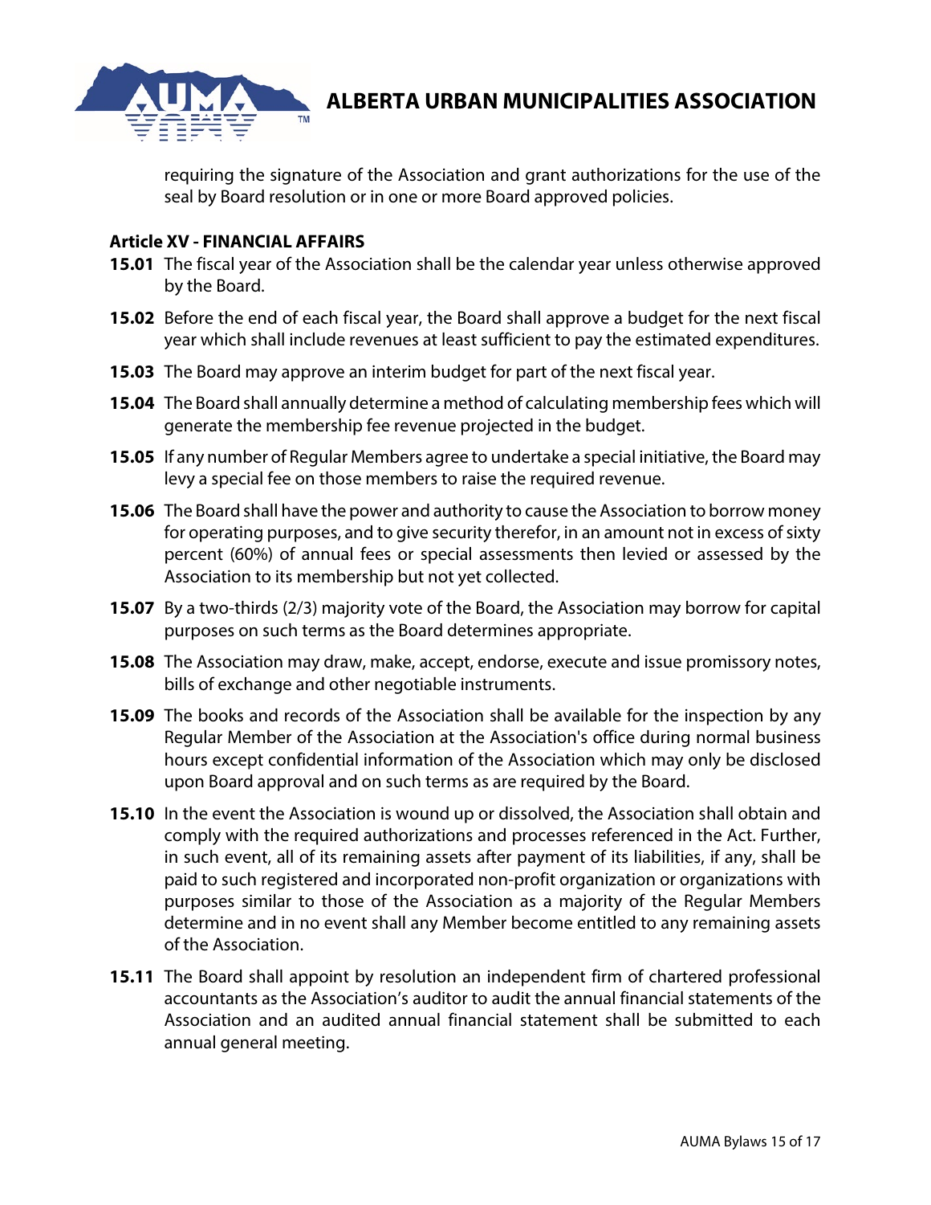requiring the signature of the Association and grant authorizations for the use of the seal by Board resolution or in one or more Board approved policies.

**Article XV - FINANCIAL AFFAIRS**

**15.01** The fiscal year of the Association shall be the calendar year unless otherwise approved by the Board.

**15.02** Before the end of each fiscal year, the Board shall approve a budget for the next fiscal year which shall include revenues at least sufficient to pay the estimated expenditures.

**15.03** The Board may approve an interim budget for part of the next fiscal year.

**15.04** The Board shall annually determine a method of calculating membership fees which will generate the membership fee revenue projected in the budget.

**15.05** If any number of Regular Members agree to undertake a special initiative, the Board may levy a special fee on those members to raise the required revenue.

**15.06** The Board shall have the power and authority to cause the Association to borrow money for operating purposes, and to give security therefor, in an amount not in excess of sixty percent (60%) of annual fees or special assessments then levied or assessed by the Association to its membership but not yet collected.

**15.07** By a two-thirds (2/3) majority vote of the Board, the Association may borrow for capital purposes on such terms as the Board determines appropriate.

**15.08** The Association may draw, make, accept, endorse, execute and issue promissory notes, bills of exchange and other negotiable instruments.

**15.09** The books and records of the Association shall be available for the inspection by any Regular Member of the Association at the Association's office during normal business hours except confidential information of the Association which may only be disclosed upon Board approval and on such terms as are required by the Board.

**15.10** In the event the Association is wound up or dissolved, the Association shall obtain and comply with the required authorizations and processes referenced in the Act. Further, in such event, all of its remaining assets after payment of its liabilities, if any, shall be paid to such registered and incorporated non-profit organization or organizations with purposes similar to those of the Association as a majority of the Regular Members determine and in no event shall any Member become entitled to any remaining assets of the Association.

**15.11** The Board shall appoint by resolution an independent firm of chartered professional accountants as the Association's auditor to audit the annual financial statements of the Association and an audited annual financial statement shall be submitted to each annual general meeting.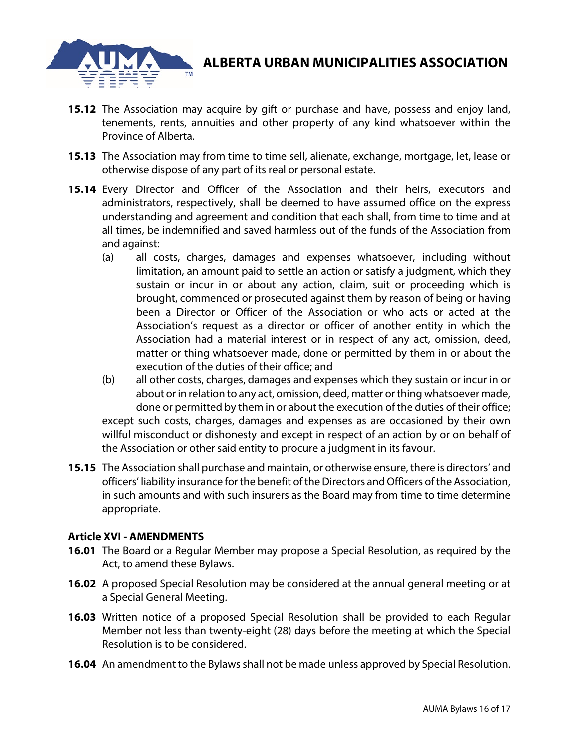**15.12** The Association may acquire by gift or purchase and have, possess and enjoy land, tenements, rents, annuities and other property of any kind whatsoever within the Province of Alberta.

**15.13** The Association may from time to time sell, alienate, exchange, mortgage, let, lease or otherwise dispose of any part of its real or personal estate.

**15.14** Every Director and Officer of the Association and their heirs, executors and administrators, respectively, shall be deemed to have assumed office on the express understanding and agreement and condition that each shall, from time to time and at all times, be indemnified and saved harmless out of the funds of the Association from and against:

(a) all costs, charges, damages and expenses whatsoever, including without limitation, an amount paid to settle an action or satisfy a judgment, which they sustain or incur in or about any action, claim, suit or proceeding which is brought, commenced or prosecuted against them by reason of being or having been a Director or Officer of the Association or who acts or acted at the Association's request as a director or officer of another entity in which the Association had a material interest or in respect of any act, omission, deed, matter or thing whatsoever made, done or permitted by them in or about the execution of the duties of their office; and

(b) all other costs, charges, damages and expenses which they sustain or incur in or about or in relation to any act, omission, deed, matter or thing whatsoever made, done or permitted by them in or about the execution of the duties of their office;

except such costs, charges, damages and expenses as are occasioned by their own willful misconduct or dishonesty and except in respect of an action by or on behalf of the Association or other said entity to procure a judgment in its favour.

**15.15** The Association shall purchase and maintain, or otherwise ensure, there is directors' and officers' liability insurance for the benefit of the Directors and Officers of the Association, in such amounts and with such insurers as the Board may from time to time determine appropriate.

## Article XVI - AMENDMENTS

**16.01** The Board or a Regular Member may propose a Special Resolution, as required by the Act, to amend these Bylaws.

**16.02** A proposed Special Resolution may be considered at the annual general meeting or at a Special General Meeting.

**16.03** Written notice of a proposed Special Resolution shall be provided to each Regular Member not less than twenty-eight (28) days before the meeting at which the Special Resolution is to be considered.

**16.04** An amendment to the Bylaws shall not be made unless approved by Special Resolution.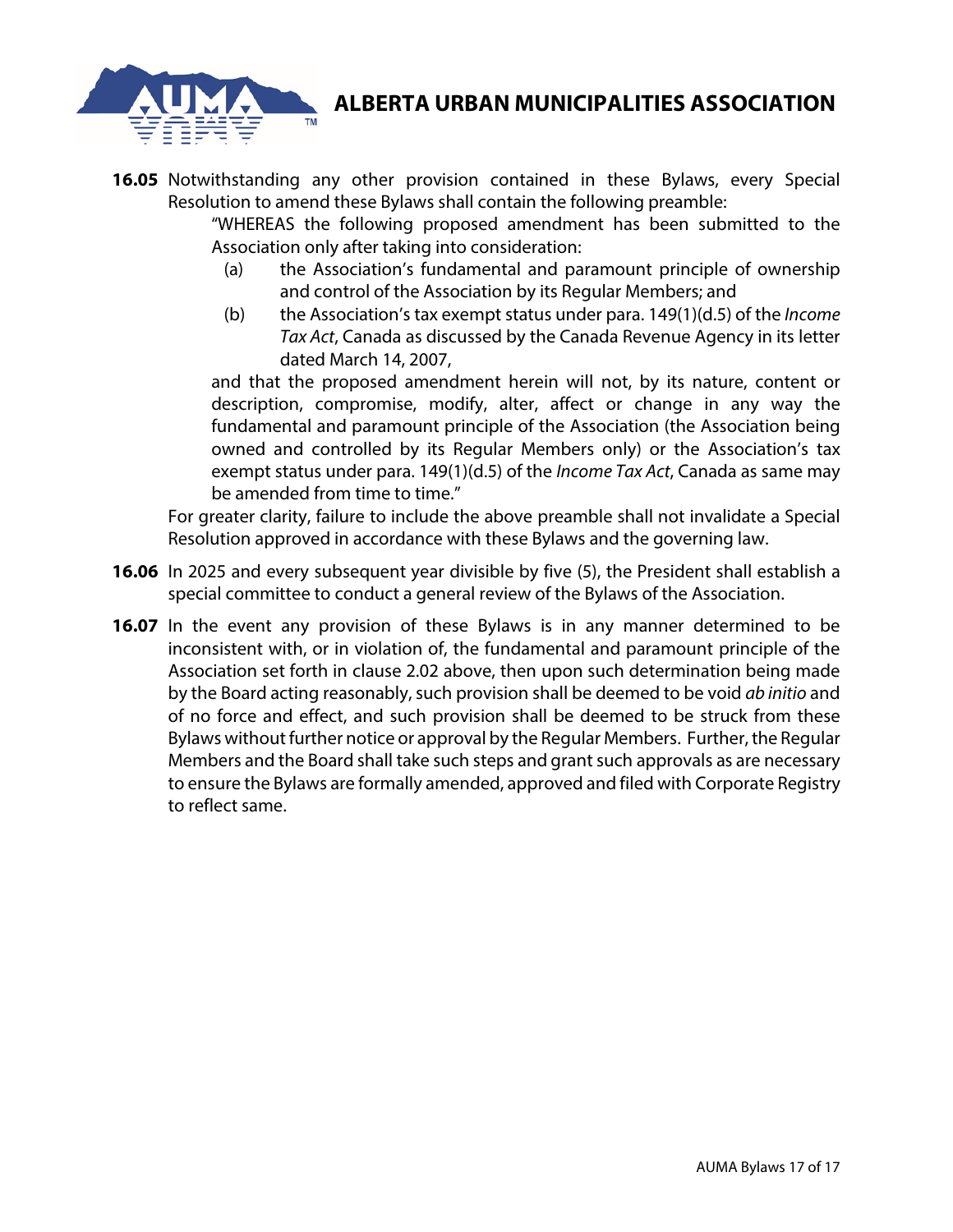**16.05** Notwithstanding any other provision contained in these Bylaws, every Special Resolution to amend these Bylaws shall contain the following preamble:

> "WHEREAS the following proposed amendment has been submitted to the Association only after taking into consideration:
>
> (a) the Association's fundamental and paramount principle of ownership and control of the Association by its Regular Members; and
>
> (b) the Association's tax exempt status under para. 149(1)(d.5) of the *Income Tax Act*, Canada as discussed by the Canada Revenue Agency in its letter dated March 14, 2007,
>
> and that the proposed amendment herein will not, by its nature, content or description, compromise, modify, alter, affect or change in any way the fundamental and paramount principle of the Association (the Association being owned and controlled by its Regular Members only) or the Association's tax exempt status under para. 149(1)(d.5) of the *Income Tax Act*, Canada as same may be amended from time to time."

For greater clarity, failure to include the above preamble shall not invalidate a Special Resolution approved in accordance with these Bylaws and the governing law.

**16.06** In 2025 and every subsequent year divisible by five (5), the President shall establish a special committee to conduct a general review of the Bylaws of the Association.

**16.07** In the event any provision of these Bylaws is in any manner determined to be inconsistent with, or in violation of, the fundamental and paramount principle of the Association set forth in clause 2.02 above, then upon such determination being made by the Board acting reasonably, such provision shall be deemed to be void *ab initio* and of no force and effect, and such provision shall be deemed to be struck from these Bylaws without further notice or approval by the Regular Members. Further, the Regular Members and the Board shall take such steps and grant such approvals as are necessary to ensure the Bylaws are formally amended, approved and filed with Corporate Registry to reflect same.